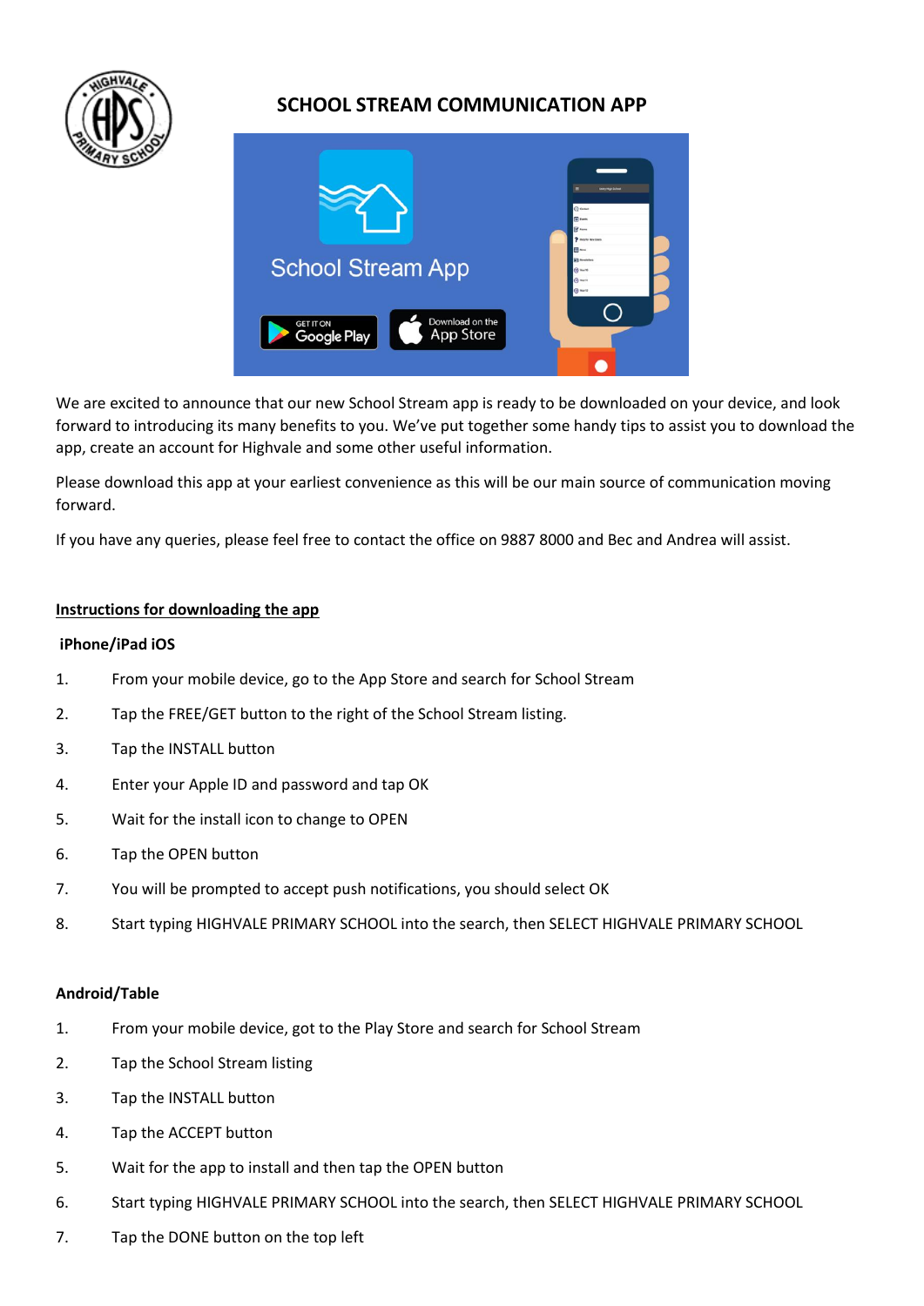# SCHOOL STREAM COMMUNICATION APP

We are excited to announce that our new School Stream app is ready to be downloaded on your device, and look forward to introducing its many benefits to you. We've put together some handy tips to assist you to download the app, create an account for Highvale and some other useful information.

Please download this app at your earliest convenience as this will be our main source of communication moving forward.

If you have any queries, please feel free to contact the office on 9887 8000 and Bec and Andrea will assist.

## Instructions for downloading the app

### iPhone/iPad iOS

1. From your mobile device, go to the App Store and search for School Stream
2. Tap the FREE/GET button to the right of the School Stream listing.
3. Tap the INSTALL button
4. Enter your Apple ID and password and tap OK
5. Wait for the install icon to change to OPEN
6. Tap the OPEN button
7. You will be prompted to accept push notifications, you should select OK
8. Start typing HIGHVALE PRIMARY SCHOOL into the search, then SELECT HIGHVALE PRIMARY SCHOOL

### Android/Table

1. From your mobile device, got to the Play Store and search for School Stream
2. Tap the School Stream listing
3. Tap the INSTALL button
4. Tap the ACCEPT button
5. Wait for the app to install and then tap the OPEN button
6. Start typing HIGHVALE PRIMARY SCHOOL into the search, then SELECT HIGHVALE PRIMARY SCHOOL
7. Tap the DONE button on the top left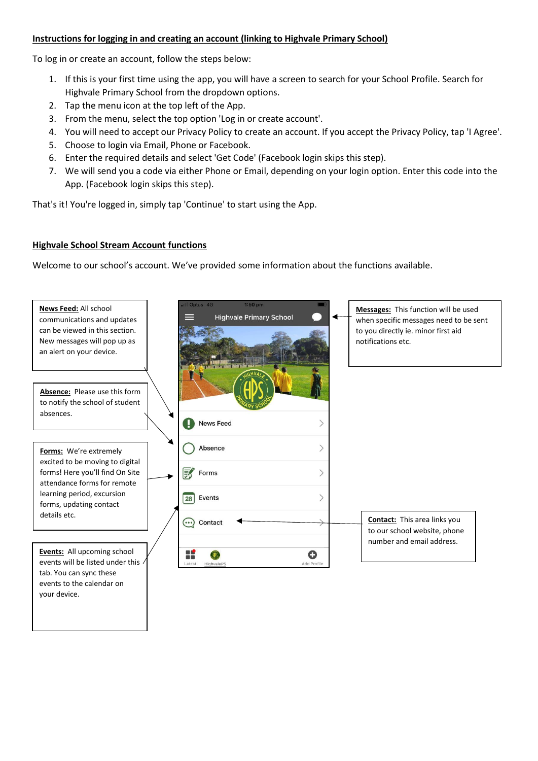**<u>Instructions for logging in and creating an account (linking to Highvale Primary School)</u>**

To log in or create an account, follow the steps below:

1. If this is your first time using the app, you will have a screen to search for your School Profile. Search for Highvale Primary School from the dropdown options.
2. Tap the menu icon at the top left of the App.
3. From the menu, select the top option 'Log in or create account'.
4. You will need to accept our Privacy Policy to create an account. If you accept the Privacy Policy, tap 'I Agree'.
5. Choose to login via Email, Phone or Facebook.
6. Enter the required details and select 'Get Code' (Facebook login skips this step).
7. We will send you a code via either Phone or Email, depending on your login option. Enter this code into the App. (Facebook login skips this step).

That's it! You're logged in, simply tap 'Continue' to start using the App.

**<u>Highvale School Stream Account functions</u>**

Welcome to our school's account. We've provided some information about the functions available.

**<u>News Feed:</u>** All school communications and updates can be viewed in this section. New messages will pop up as an alert on your device.

**<u>Absence:</u>** Please use this form to notify the school of student absences.

**<u>Forms:</u>** We're extremely excited to be moving to digital forms! Here you'll find On Site attendance forms for remote learning period, excursion forms, updating contact details etc.

**<u>Events:</u>** All upcoming school events will be listed under this tab. You can sync these events to the calendar on your device.

**<u>Messages:</u>** This function will be used when specific messages need to be sent to you directly ie. minor first aid notifications etc.

**<u>Contact:</u>** This area links you to our school website, phone number and email address.

Optus 4G 1:50 pm

Highvale Primary School

News Feed

Absence

Forms

Events

Contact

Latest HighvalePS Add Profile